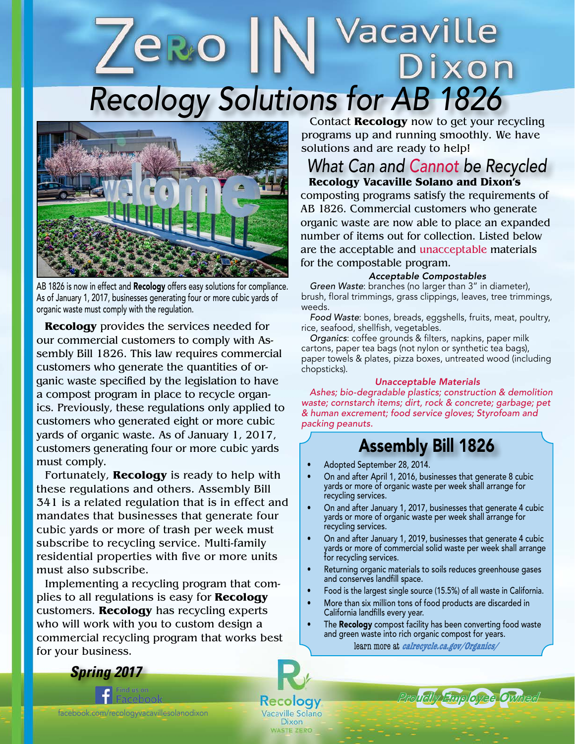# Zero IN Vacaville Dixon

## Recology Solutions for AB 1826

AB 1826 is now in effect and **Recology** offers easy solutions for compliance. As of January 1, 2017, businesses generating four or more cubic yards of organic waste must comply with the regulation.

**Recology** provides the services needed for our commercial customers to comply with Assembly Bill 1826. This law requires commercial customers who generate the quantities of organic waste specified by the legislation to have a compost program in place to recycle organics. Previously, these regulations only applied to customers who generated eight or more cubic yards of organic waste. As of January 1, 2017, customers generating four or more cubic yards must comply.

Fortunately, **Recology** is ready to help with these regulations and others. Assembly Bill 341 is a related regulation that is in effect and mandates that businesses that generate four cubic yards or more of trash per week must subscribe to recycling service. Multi-family residential properties with five or more units must also subscribe.

Implementing a recycling program that complies to all regulations is easy for **Recology** customers. **Recology** has recycling experts who will work with you to custom design a commercial recycling program that works best for your business.

Contact **Recology** now to get your recycling programs up and running smoothly. We have solutions and are ready to help!

## What Can and Cannot be Recycled

**Recology Vacaville Solano and Dixon's** composting programs satisfy the requirements of AB 1826. Commercial customers who generate organic waste are now able to place an expanded number of items out for collection. Listed below are the acceptable and unacceptable materials for the compostable program.

### *Acceptable Compostables*

*Green Waste*: branches (no larger than 3" in diameter), brush, floral trimmings, grass clippings, leaves, tree trimmings, weeds.

*Food Waste*: bones, breads, eggshells, fruits, meat, poultry, rice, seafood, shellfish, vegetables.

*Organics*: coffee grounds & filters, napkins, paper milk cartons, paper tea bags (not nylon or synthetic tea bags), paper towels & plates, pizza boxes, untreated wood (including chopsticks).

### *Unacceptable Materials*

*Ashes; bio-degradable plastics; construction & demolition waste; cornstarch items; dirt, rock & concrete; garbage; pet & human excrement; food service gloves; Styrofoam and packing peanuts.*

## Assembly Bill 1826

- Adopted September 28, 2014.
- On and after April 1, 2016, businesses that generate 8 cubic yards or more of organic waste per week shall arrange for recycling services.
- On and after January 1, 2017, businesses that generate 4 cubic yards or more of organic waste per week shall arrange for recycling services.
- On and after January 1, 2019, businesses that generate 4 cubic yards or more of commercial solid waste per week shall arrange for recycling services.
- Returning organic materials to soils reduces greenhouse gases and conserves landfill space.
- Food is the largest single source (15.5%) of all waste in California.
- More than six million tons of food products are discarded in California landfills every year.
- The **Recology** compost facility has been converting food waste and green waste into rich organic compost for years.

learn more at *calrecycle.ca.gov/Organics/*

***Spring 2017***

Find us on Facebook
facebook.com/recologyvacavillesolanodixon

Recology Vacaville Solano Dixon WASTE ZERO

*Proudly Employee Owned*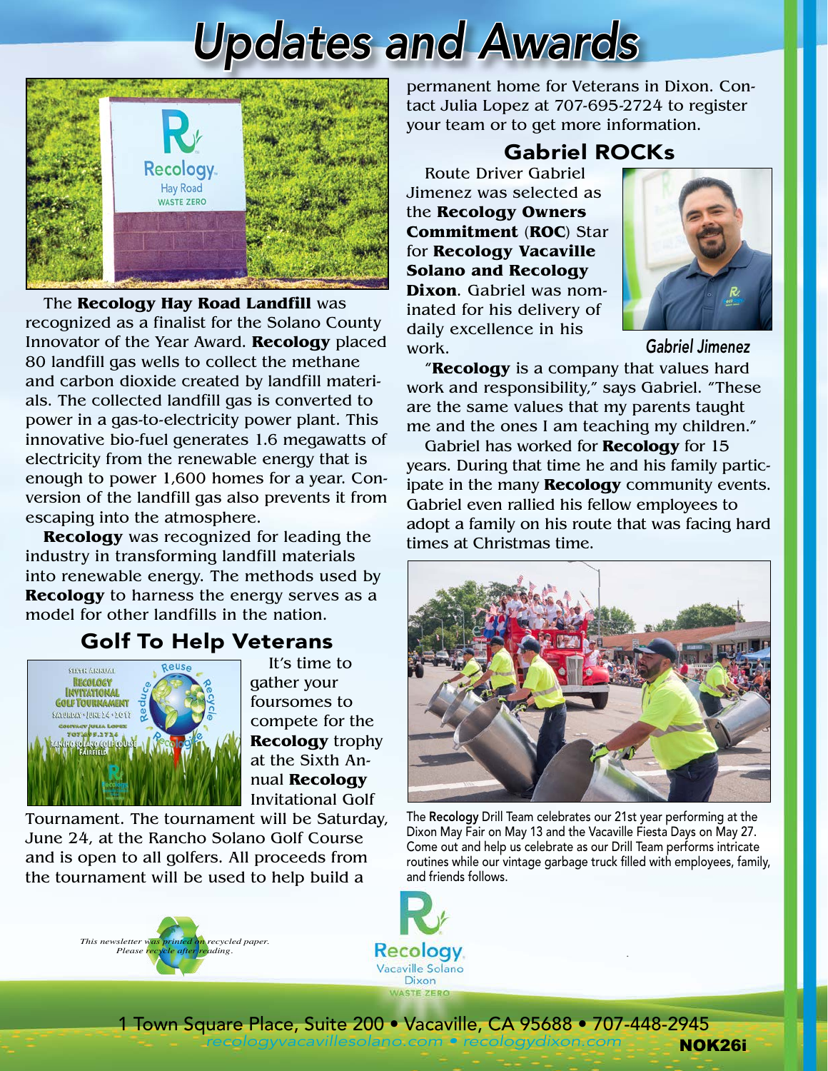# Updates and Awards

The **Recology Hay Road Landfill** was recognized as a finalist for the Solano County Innovator of the Year Award. **Recology** placed 80 landfill gas wells to collect the methane and carbon dioxide created by landfill materials. The collected landfill gas is converted to power in a gas-to-electricity power plant. This innovative bio-fuel generates 1.6 megawatts of electricity from the renewable energy that is enough to power 1,600 homes for a year. Conversion of the landfill gas also prevents it from escaping into the atmosphere.

**Recology** was recognized for leading the industry in transforming landfill materials into renewable energy. The methods used by **Recology** to harness the energy serves as a model for other landfills in the nation.

## Golf To Help Veterans

It's time to gather your foursomes to compete for the **Recology** trophy at the Sixth Annual **Recology** Invitational Golf Tournament. The tournament will be Saturday, June 24, at the Rancho Solano Golf Course and is open to all golfers. All proceeds from the tournament will be used to help build a permanent home for Veterans in Dixon. Contact Julia Lopez at 707-695-2724 to register your team or to get more information.

## Gabriel ROCKs

Route Driver Gabriel Jimenez was selected as the **Recology Owners Commitment** (**ROC**) Star for **Recology Vacaville Solano and Recology Dixon**. Gabriel was nominated for his delivery of daily excellence in his work.

*Gabriel Jimenez*

"**Recology** is a company that values hard work and responsibility," says Gabriel. "These are the same values that my parents taught me and the ones I am teaching my children."

Gabriel has worked for **Recology** for 15 years. During that time he and his family participate in the many **Recology** community events. Gabriel even rallied his fellow employees to adopt a family on his route that was facing hard times at Christmas time.

The **Recology** Drill Team celebrates our 21st year performing at the Dixon May Fair on May 13 and the Vacaville Fiesta Days on May 27. Come out and help us celebrate as our Drill Team performs intricate routines while our vintage garbage truck filled with employees, family, and friends follows.

*This newsletter was printed on recycled paper. Please recycle after reading.*

Recology Vacaville Solano Dixon WASTE ZERO

1 Town Square Place, Suite 200 • Vacaville, CA 95688 • 707-448-2945
recologyvacavillesolano.com • recologydixon.com

NOK26i